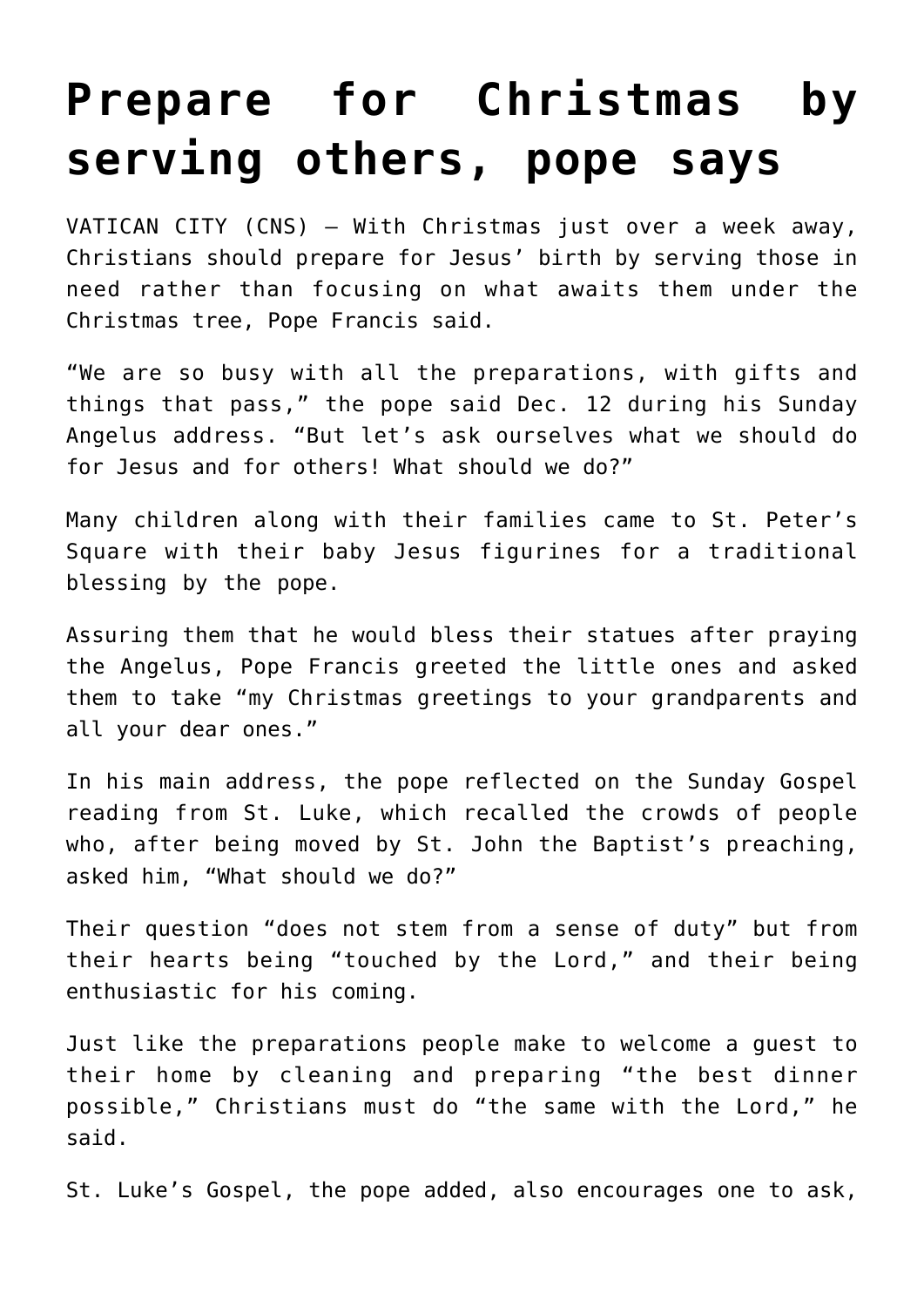# Prepare for Christmas by serving others, pope says

VATICAN CITY (CNS) — With Christmas just over a week away, Christians should prepare for Jesus' birth by serving those in need rather than focusing on what awaits them under the Christmas tree, Pope Francis said.

"We are so busy with all the preparations, with gifts and things that pass," the pope said Dec. 12 during his Sunday Angelus address. "But let's ask ourselves what we should do for Jesus and for others! What should we do?"

Many children along with their families came to St. Peter's Square with their baby Jesus figurines for a traditional blessing by the pope.

Assuring them that he would bless their statues after praying the Angelus, Pope Francis greeted the little ones and asked them to take "my Christmas greetings to your grandparents and all your dear ones."

In his main address, the pope reflected on the Sunday Gospel reading from St. Luke, which recalled the crowds of people who, after being moved by St. John the Baptist's preaching, asked him, "What should we do?"

Their question "does not stem from a sense of duty" but from their hearts being "touched by the Lord," and their being enthusiastic for his coming.

Just like the preparations people make to welcome a guest to their home by cleaning and preparing "the best dinner possible," Christians must do "the same with the Lord," he said.

St. Luke's Gospel, the pope added, also encourages one to ask,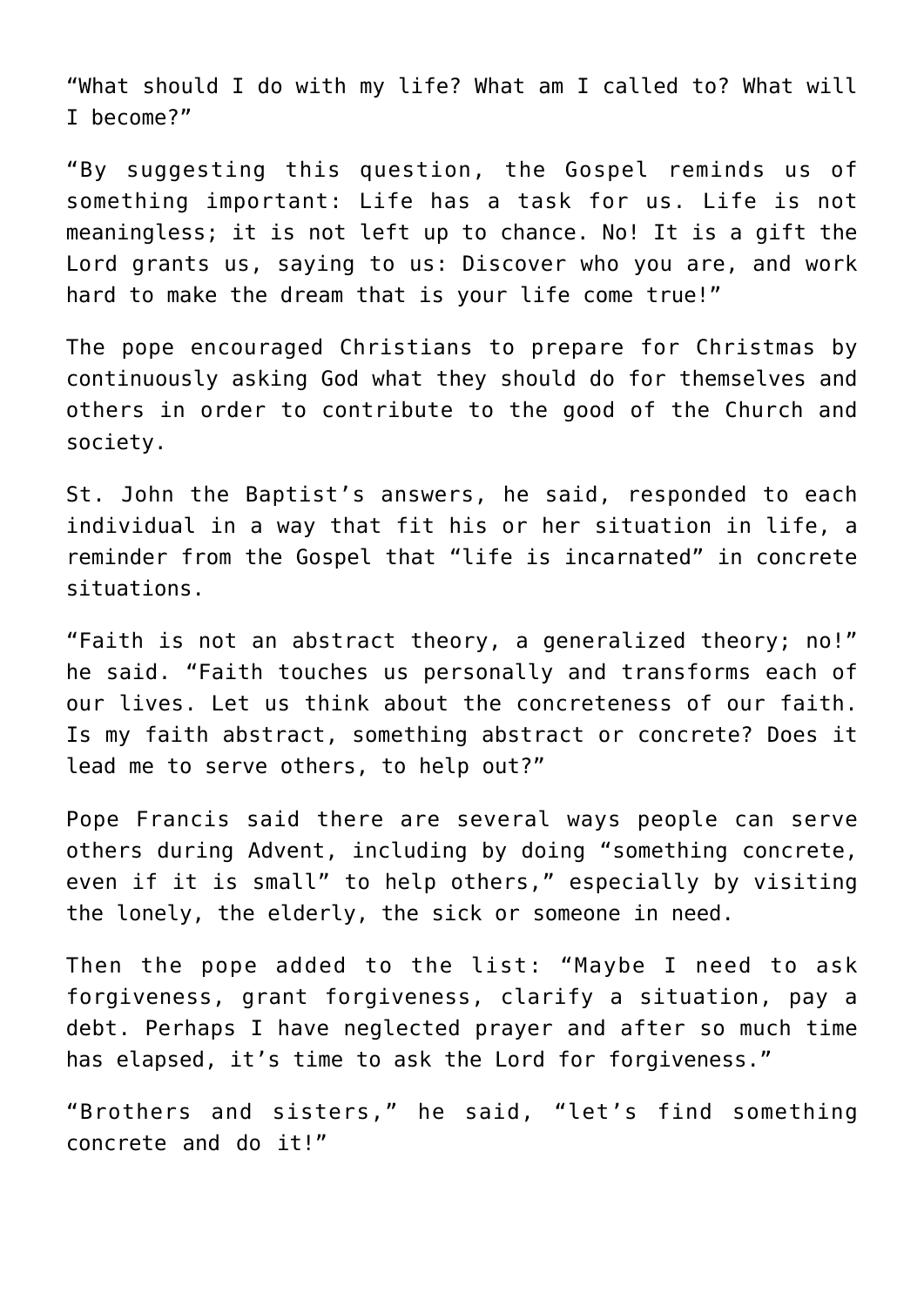"What should I do with my life? What am I called to? What will I become?"

"By suggesting this question, the Gospel reminds us of something important: Life has a task for us. Life is not meaningless; it is not left up to chance. No! It is a gift the Lord grants us, saying to us: Discover who you are, and work hard to make the dream that is your life come true!"

The pope encouraged Christians to prepare for Christmas by continuously asking God what they should do for themselves and others in order to contribute to the good of the Church and society.

St. John the Baptist's answers, he said, responded to each individual in a way that fit his or her situation in life, a reminder from the Gospel that "life is incarnated" in concrete situations.

"Faith is not an abstract theory, a generalized theory; no!" he said. "Faith touches us personally and transforms each of our lives. Let us think about the concreteness of our faith. Is my faith abstract, something abstract or concrete? Does it lead me to serve others, to help out?"

Pope Francis said there are several ways people can serve others during Advent, including by doing "something concrete, even if it is small" to help others," especially by visiting the lonely, the elderly, the sick or someone in need.

Then the pope added to the list: "Maybe I need to ask forgiveness, grant forgiveness, clarify a situation, pay a debt. Perhaps I have neglected prayer and after so much time has elapsed, it's time to ask the Lord for forgiveness."

"Brothers and sisters," he said, "let's find something concrete and do it!"